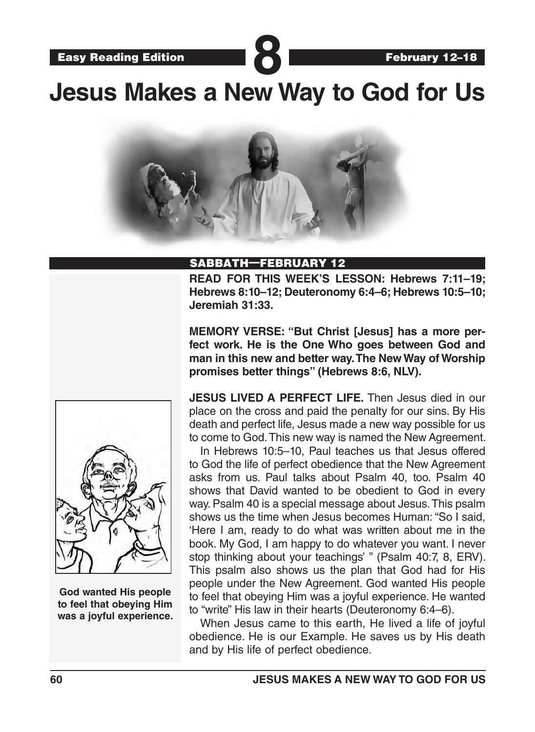Easy Reading Edition **8** February 12–18

# Jesus Makes a New Way to God for Us

## SABBATH—FEBRUARY 12

**READ FOR THIS WEEK'S LESSON: Hebrews 7:11–19; Hebrews 8:10–12; Deuteronomy 6:4–6; Hebrews 10:5–10; Jeremiah 31:33.**

**MEMORY VERSE: "But Christ [Jesus] has a more perfect work. He is the One Who goes between God and man in this new and better way. The New Way of Worship promises better things" (Hebrews 8:6, NLV).**

**JESUS LIVED A PERFECT LIFE.** Then Jesus died in our place on the cross and paid the penalty for our sins. By His death and perfect life, Jesus made a new way possible for us to come to God. This new way is named the New Agreement.

In Hebrews 10:5–10, Paul teaches us that Jesus offered to God the life of perfect obedience that the New Agreement asks from us. Paul talks about Psalm 40, too. Psalm 40 shows that David wanted to be obedient to God in every way. Psalm 40 is a special message about Jesus. This psalm shows us the time when Jesus becomes Human: "So I said, 'Here I am, ready to do what was written about me in the book. My God, I am happy to do whatever you want. I never stop thinking about your teachings' " (Psalm 40:7, 8, ERV). This psalm also shows us the plan that God had for His people under the New Agreement. God wanted His people to feel that obeying Him was a joyful experience. He wanted to "write" His law in their hearts (Deuteronomy 6:4–6).

When Jesus came to this earth, He lived a life of joyful obedience. He is our Example. He saves us by His death and by His life of perfect obedience.

**God wanted His people to feel that obeying Him was a joyful experience.**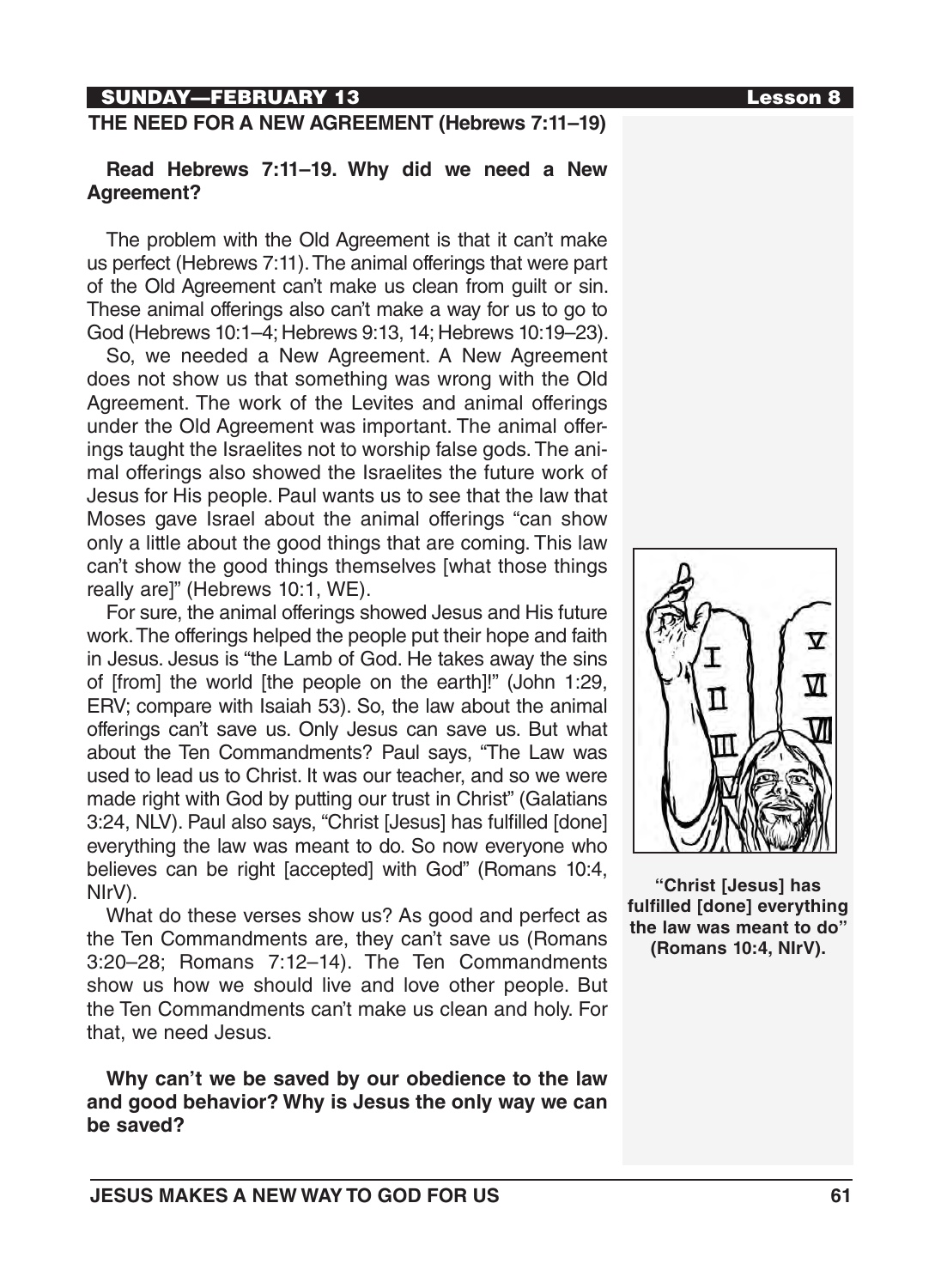## SUNDAY—FEBRUARY 13

### THE NEED FOR A NEW AGREEMENT (Hebrews 7:11–19)

**Read Hebrews 7:11–19. Why did we need a New Agreement?**

The problem with the Old Agreement is that it can't make us perfect (Hebrews 7:11). The animal offerings that were part of the Old Agreement can't make us clean from guilt or sin. These animal offerings also can't make a way for us to go to God (Hebrews 10:1–4; Hebrews 9:13, 14; Hebrews 10:19–23).

So, we needed a New Agreement. A New Agreement does not show us that something was wrong with the Old Agreement. The work of the Levites and animal offerings under the Old Agreement was important. The animal offerings taught the Israelites not to worship false gods. The animal offerings also showed the Israelites the future work of Jesus for His people. Paul wants us to see that the law that Moses gave Israel about the animal offerings "can show only a little about the good things that are coming. This law can't show the good things themselves [what those things really are]" (Hebrews 10:1, WE).

For sure, the animal offerings showed Jesus and His future work. The offerings helped the people put their hope and faith in Jesus. Jesus is "the Lamb of God. He takes away the sins of [from] the world [the people on the earth]!" (John 1:29, ERV; compare with Isaiah 53). So, the law about the animal offerings can't save us. Only Jesus can save us. But what about the Ten Commandments? Paul says, "The Law was used to lead us to Christ. It was our teacher, and so we were made right with God by putting our trust in Christ" (Galatians 3:24, NLV). Paul also says, "Christ [Jesus] has fulfilled [done] everything the law was meant to do. So now everyone who believes can be right [accepted] with God" (Romans 10:4, NIrV).

What do these verses show us? As good and perfect as the Ten Commandments are, they can't save us (Romans 3:20–28; Romans 7:12–14). The Ten Commandments show us how we should live and love other people. But the Ten Commandments can't make us clean and holy. For that, we need Jesus.

**Why can't we be saved by our obedience to the law and good behavior? Why is Jesus the only way we can be saved?**

**"Christ [Jesus] has fulfilled [done] everything the law was meant to do" (Romans 10:4, NIrV).**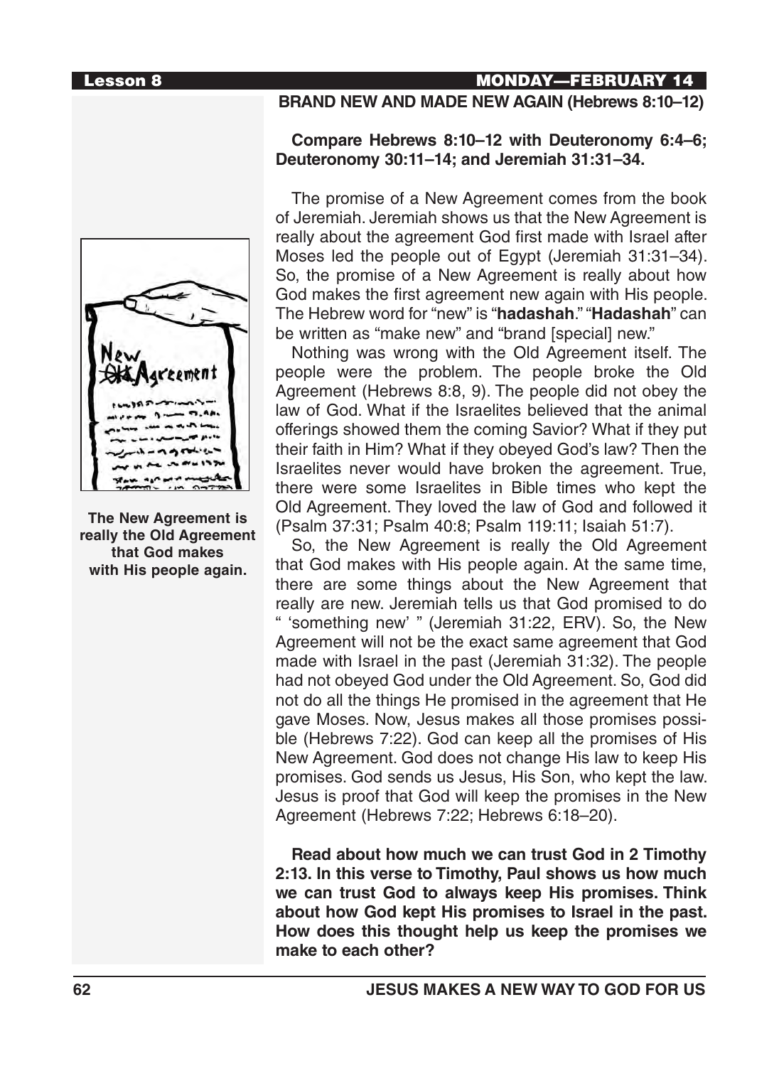## BRAND NEW AND MADE NEW AGAIN (Hebrews 8:10–12)

**Compare Hebrews 8:10–12 with Deuteronomy 6:4–6; Deuteronomy 30:11–14; and Jeremiah 31:31–34.**

The promise of a New Agreement comes from the book of Jeremiah. Jeremiah shows us that the New Agreement is really about the agreement God first made with Israel after Moses led the people out of Egypt (Jeremiah 31:31–34). So, the promise of a New Agreement is really about how God makes the first agreement new again with His people. The Hebrew word for "new" is "**hadashah**." "**Hadashah**" can be written as "make new" and "brand [special] new."

Nothing was wrong with the Old Agreement itself. The people were the problem. The people broke the Old Agreement (Hebrews 8:8, 9). The people did not obey the law of God. What if the Israelites believed that the animal offerings showed them the coming Savior? What if they put their faith in Him? What if they obeyed God's law? Then the Israelites never would have broken the agreement. True, there were some Israelites in Bible times who kept the Old Agreement. They loved the law of God and followed it (Psalm 37:31; Psalm 40:8; Psalm 119:11; Isaiah 51:7).

So, the New Agreement is really the Old Agreement that God makes with His people again. At the same time, there are some things about the New Agreement that really are new. Jeremiah tells us that God promised to do " 'something new' " (Jeremiah 31:22, ERV). So, the New Agreement will not be the exact same agreement that God made with Israel in the past (Jeremiah 31:32). The people had not obeyed God under the Old Agreement. So, God did not do all the things He promised in the agreement that He gave Moses. Now, Jesus makes all those promises possible (Hebrews 7:22). God can keep all the promises of His New Agreement. God does not change His law to keep His promises. God sends us Jesus, His Son, who kept the law. Jesus is proof that God will keep the promises in the New Agreement (Hebrews 7:22; Hebrews 6:18–20).

**The New Agreement is really the Old Agreement that God makes with His people again.**

**Read about how much we can trust God in 2 Timothy 2:13. In this verse to Timothy, Paul shows us how much we can trust God to always keep His promises. Think about how God kept His promises to Israel in the past. How does this thought help us keep the promises we make to each other?**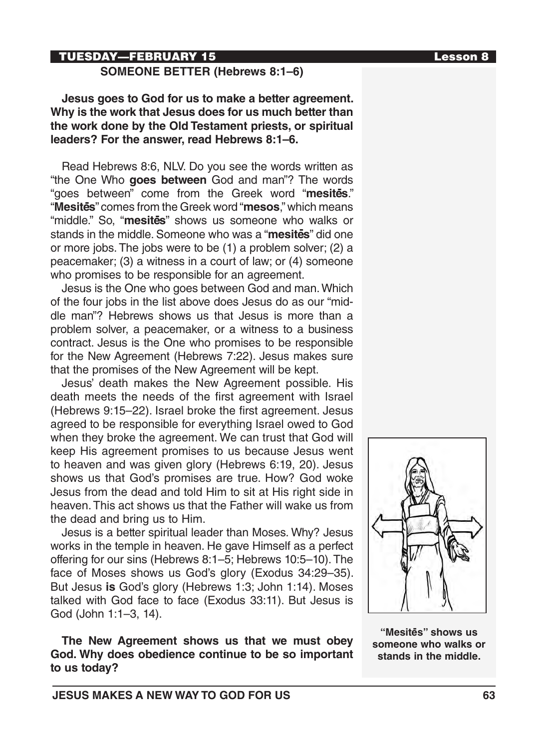## SOMEONE BETTER (Hebrews 8:1–6)

**Jesus goes to God for us to make a better agreement. Why is the work that Jesus does for us much better than the work done by the Old Testament priests, or spiritual leaders? For the answer, read Hebrews 8:1–6.**

Read Hebrews 8:6, NLV. Do you see the words written as "the One Who **goes between** God and man"? The words "goes between" come from the Greek word "**mesitēs**." "**Mesitēs**" comes from the Greek word "**mesos**," which means "middle." So, "**mesitēs**" shows us someone who walks or stands in the middle. Someone who was a "**mesitēs**" did one or more jobs. The jobs were to be (1) a problem solver; (2) a peacemaker; (3) a witness in a court of law; or (4) someone who promises to be responsible for an agreement.

Jesus is the One who goes between God and man. Which of the four jobs in the list above does Jesus do as our "middle man"? Hebrews shows us that Jesus is more than a problem solver, a peacemaker, or a witness to a business contract. Jesus is the One who promises to be responsible for the New Agreement (Hebrews 7:22). Jesus makes sure that the promises of the New Agreement will be kept.

Jesus' death makes the New Agreement possible. His death meets the needs of the first agreement with Israel (Hebrews 9:15–22). Israel broke the first agreement. Jesus agreed to be responsible for everything Israel owed to God when they broke the agreement. We can trust that God will keep His agreement promises to us because Jesus went to heaven and was given glory (Hebrews 6:19, 20). Jesus shows us that God's promises are true. How? God woke Jesus from the dead and told Him to sit at His right side in heaven. This act shows us that the Father will wake us from the dead and bring us to Him.

Jesus is a better spiritual leader than Moses. Why? Jesus works in the temple in heaven. He gave Himself as a perfect offering for our sins (Hebrews 8:1–5; Hebrews 10:5–10). The face of Moses shows us God's glory (Exodus 34:29–35). But Jesus **is** God's glory (Hebrews 1:3; John 1:14). Moses talked with God face to face (Exodus 33:11). But Jesus is God (John 1:1–3, 14).

**The New Agreement shows us that we must obey God. Why does obedience continue to be so important to us today?**

**"Mesitēs" shows us someone who walks or stands in the middle.**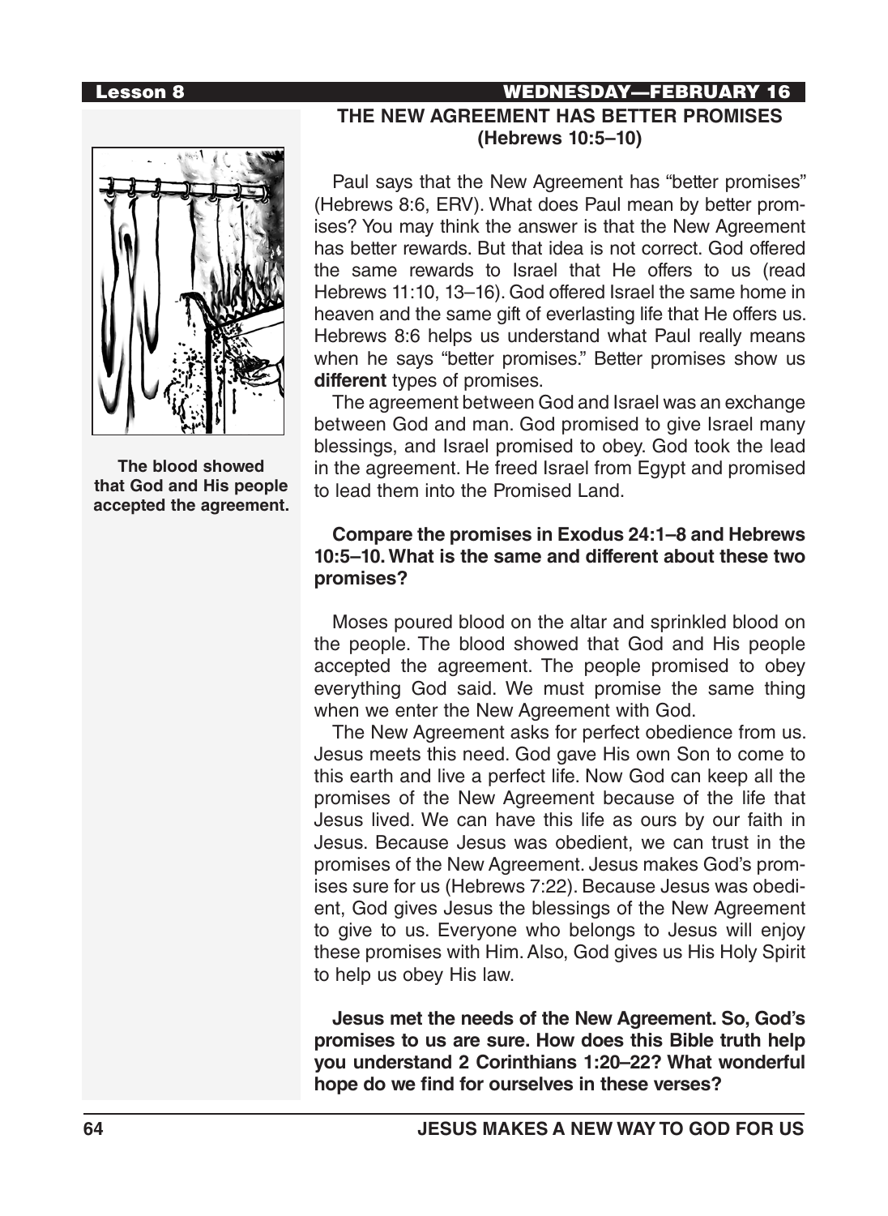## THE NEW AGREEMENT HAS BETTER PROMISES (Hebrews 10:5–10)

**The blood showed that God and His people accepted the agreement.**

Paul says that the New Agreement has "better promises" (Hebrews 8:6, ERV). What does Paul mean by better promises? You may think the answer is that the New Agreement has better rewards. But that idea is not correct. God offered the same rewards to Israel that He offers to us (read Hebrews 11:10, 13–16). God offered Israel the same home in heaven and the same gift of everlasting life that He offers us. Hebrews 8:6 helps us understand what Paul really means when he says "better promises." Better promises show us **different** types of promises.

The agreement between God and Israel was an exchange between God and man. God promised to give Israel many blessings, and Israel promised to obey. God took the lead in the agreement. He freed Israel from Egypt and promised to lead them into the Promised Land.

**Compare the promises in Exodus 24:1–8 and Hebrews 10:5–10. What is the same and different about these two promises?**

Moses poured blood on the altar and sprinkled blood on the people. The blood showed that God and His people accepted the agreement. The people promised to obey everything God said. We must promise the same thing when we enter the New Agreement with God.

The New Agreement asks for perfect obedience from us. Jesus meets this need. God gave His own Son to come to this earth and live a perfect life. Now God can keep all the promises of the New Agreement because of the life that Jesus lived. We can have this life as ours by our faith in Jesus. Because Jesus was obedient, we can trust in the promises of the New Agreement. Jesus makes God's promises sure for us (Hebrews 7:22). Because Jesus was obedient, God gives Jesus the blessings of the New Agreement to give to us. Everyone who belongs to Jesus will enjoy these promises with Him. Also, God gives us His Holy Spirit to help us obey His law.

**Jesus met the needs of the New Agreement. So, God's promises to us are sure. How does this Bible truth help you understand 2 Corinthians 1:20–22? What wonderful hope do we find for ourselves in these verses?**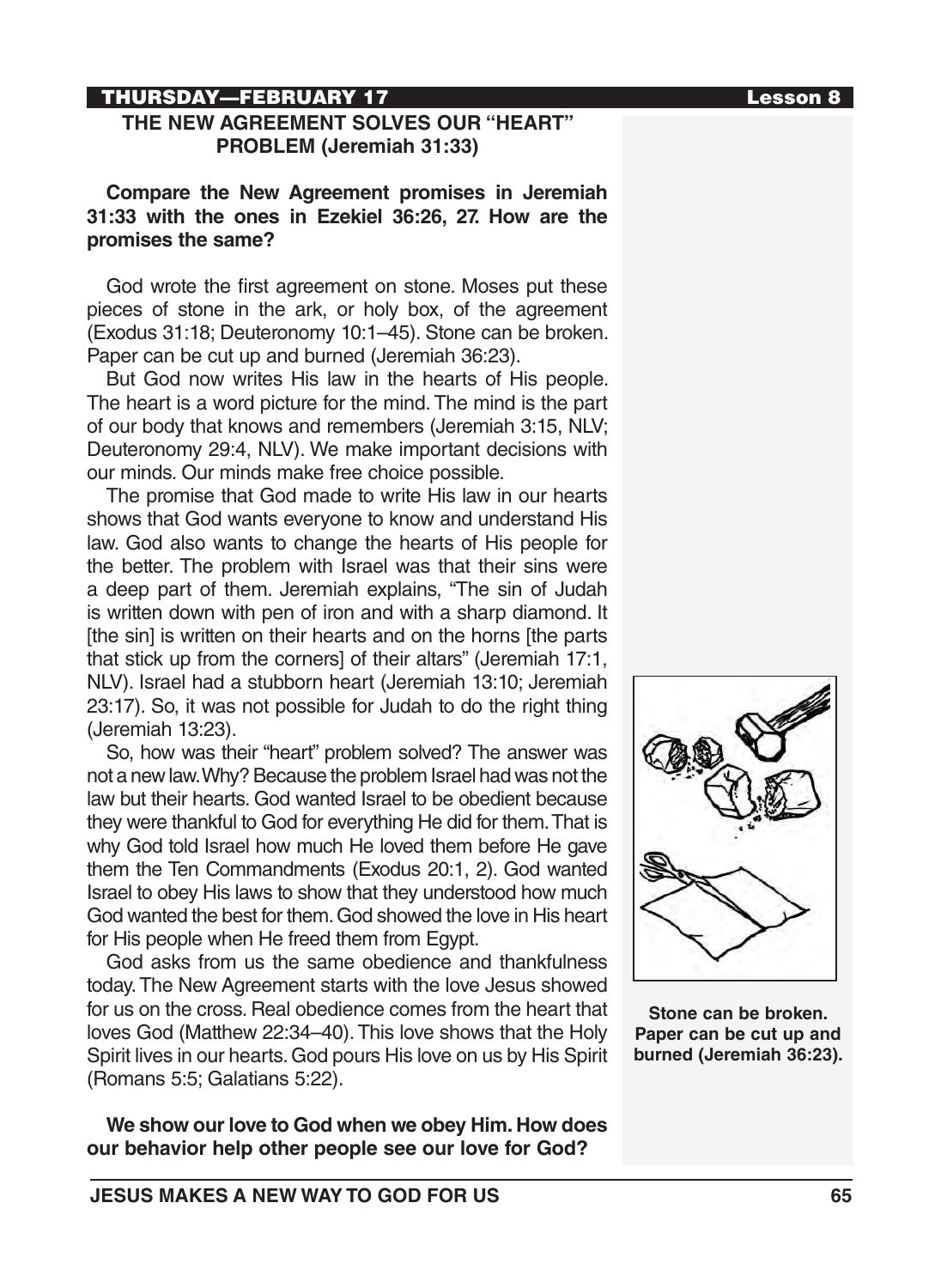## THURSDAY—FEBRUARY 17

### THE NEW AGREEMENT SOLVES OUR "HEART" PROBLEM (Jeremiah 31:33)

**Compare the New Agreement promises in Jeremiah 31:33 with the ones in Ezekiel 36:26, 27. How are the promises the same?**

God wrote the first agreement on stone. Moses put these pieces of stone in the ark, or holy box, of the agreement (Exodus 31:18; Deuteronomy 10:1–45). Stone can be broken. Paper can be cut up and burned (Jeremiah 36:23).

But God now writes His law in the hearts of His people. The heart is a word picture for the mind. The mind is the part of our body that knows and remembers (Jeremiah 3:15, NLV; Deuteronomy 29:4, NLV). We make important decisions with our minds. Our minds make free choice possible.

The promise that God made to write His law in our hearts shows that God wants everyone to know and understand His law. God also wants to change the hearts of His people for the better. The problem with Israel was that their sins were a deep part of them. Jeremiah explains, "The sin of Judah is written down with pen of iron and with a sharp diamond. It [the sin] is written on their hearts and on the horns [the parts that stick up from the corners] of their altars" (Jeremiah 17:1, NLV). Israel had a stubborn heart (Jeremiah 13:10; Jeremiah 23:17). So, it was not possible for Judah to do the right thing (Jeremiah 13:23).

So, how was their "heart" problem solved? The answer was not a new law. Why? Because the problem Israel had was not the law but their hearts. God wanted Israel to be obedient because they were thankful to God for everything He did for them. That is why God told Israel how much He loved them before He gave them the Ten Commandments (Exodus 20:1, 2). God wanted Israel to obey His laws to show that they understood how much God wanted the best for them. God showed the love in His heart for His people when He freed them from Egypt.

God asks from us the same obedience and thankfulness today. The New Agreement starts with the love Jesus showed for us on the cross. Real obedience comes from the heart that loves God (Matthew 22:34–40). This love shows that the Holy Spirit lives in our hearts. God pours His love on us by His Spirit (Romans 5:5; Galatians 5:22).

**We show our love to God when we obey Him. How does our behavior help other people see our love for God?**

**Stone can be broken. Paper can be cut up and burned (Jeremiah 36:23).**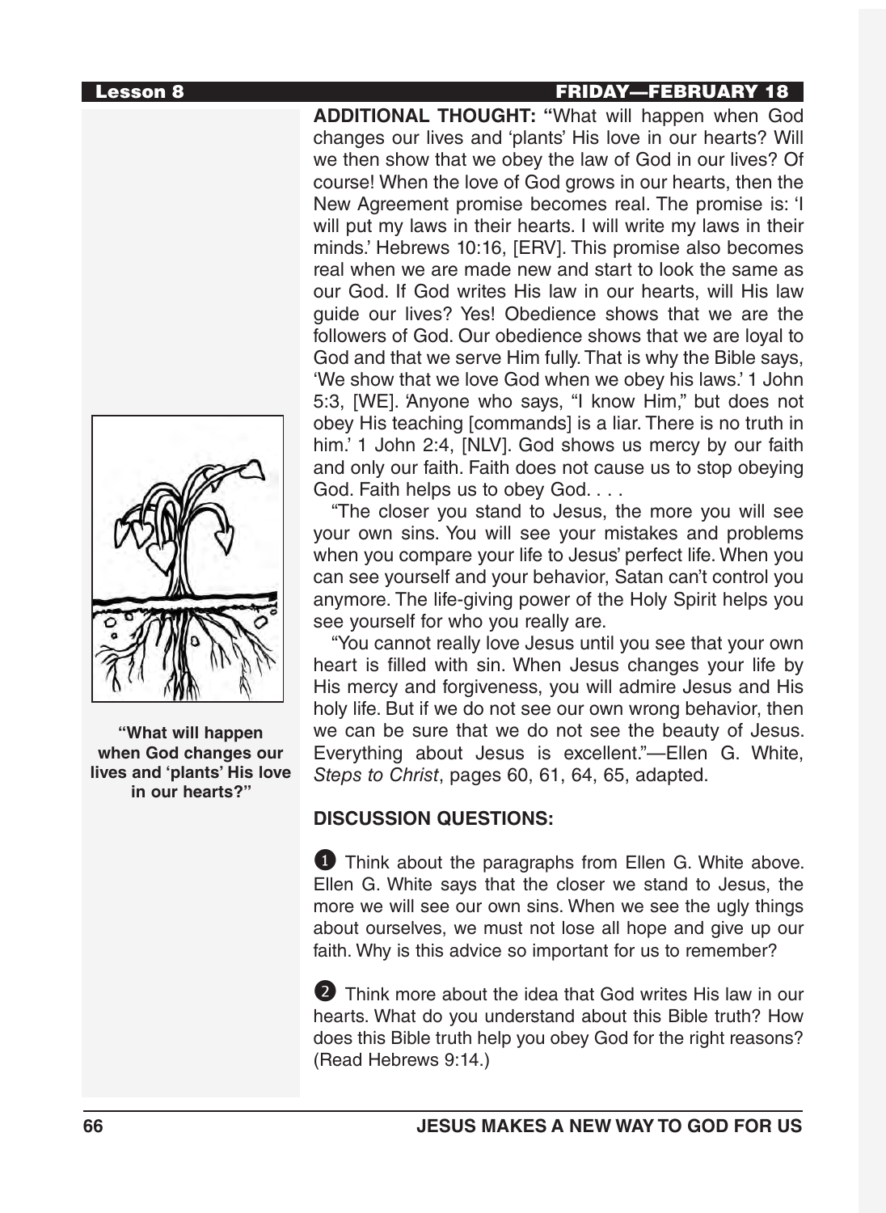**ADDITIONAL THOUGHT:** "What will happen when God changes our lives and 'plants' His love in our hearts? Will we then show that we obey the law of God in our lives? Of course! When the love of God grows in our hearts, then the New Agreement promise becomes real. The promise is: 'I will put my laws in their hearts. I will write my laws in their minds.' Hebrews 10:16, [ERV]. This promise also becomes real when we are made new and start to look the same as our God. If God writes His law in our hearts, will His law guide our lives? Yes! Obedience shows that we are the followers of God. Our obedience shows that we are loyal to God and that we serve Him fully. That is why the Bible says, 'We show that we love God when we obey his laws.' 1 John 5:3, [WE]. 'Anyone who says, "I know Him," but does not obey His teaching [commands] is a liar. There is no truth in him.' 1 John 2:4, [NLV]. God shows us mercy by our faith and only our faith. Faith does not cause us to stop obeying God. Faith helps us to obey God. . . .

"The closer you stand to Jesus, the more you will see your own sins. You will see your mistakes and problems when you compare your life to Jesus' perfect life. When you can see yourself and your behavior, Satan can't control you anymore. The life-giving power of the Holy Spirit helps you see yourself for who you really are.

"You cannot really love Jesus until you see that your own heart is filled with sin. When Jesus changes your life by His mercy and forgiveness, you will admire Jesus and His holy life. But if we do not see our own wrong behavior, then we can be sure that we do not see the beauty of Jesus. Everything about Jesus is excellent."—Ellen G. White, *Steps to Christ*, pages 60, 61, 64, 65, adapted.

**"What will happen when God changes our lives and 'plants' His love in our hearts?"**

**DISCUSSION QUESTIONS:**

1. Think about the paragraphs from Ellen G. White above. Ellen G. White says that the closer we stand to Jesus, the more we will see our own sins. When we see the ugly things about ourselves, we must not lose all hope and give up our faith. Why is this advice so important for us to remember?

2. Think more about the idea that God writes His law in our hearts. What do you understand about this Bible truth? How does this Bible truth help you obey God for the right reasons? (Read Hebrews 9:14.)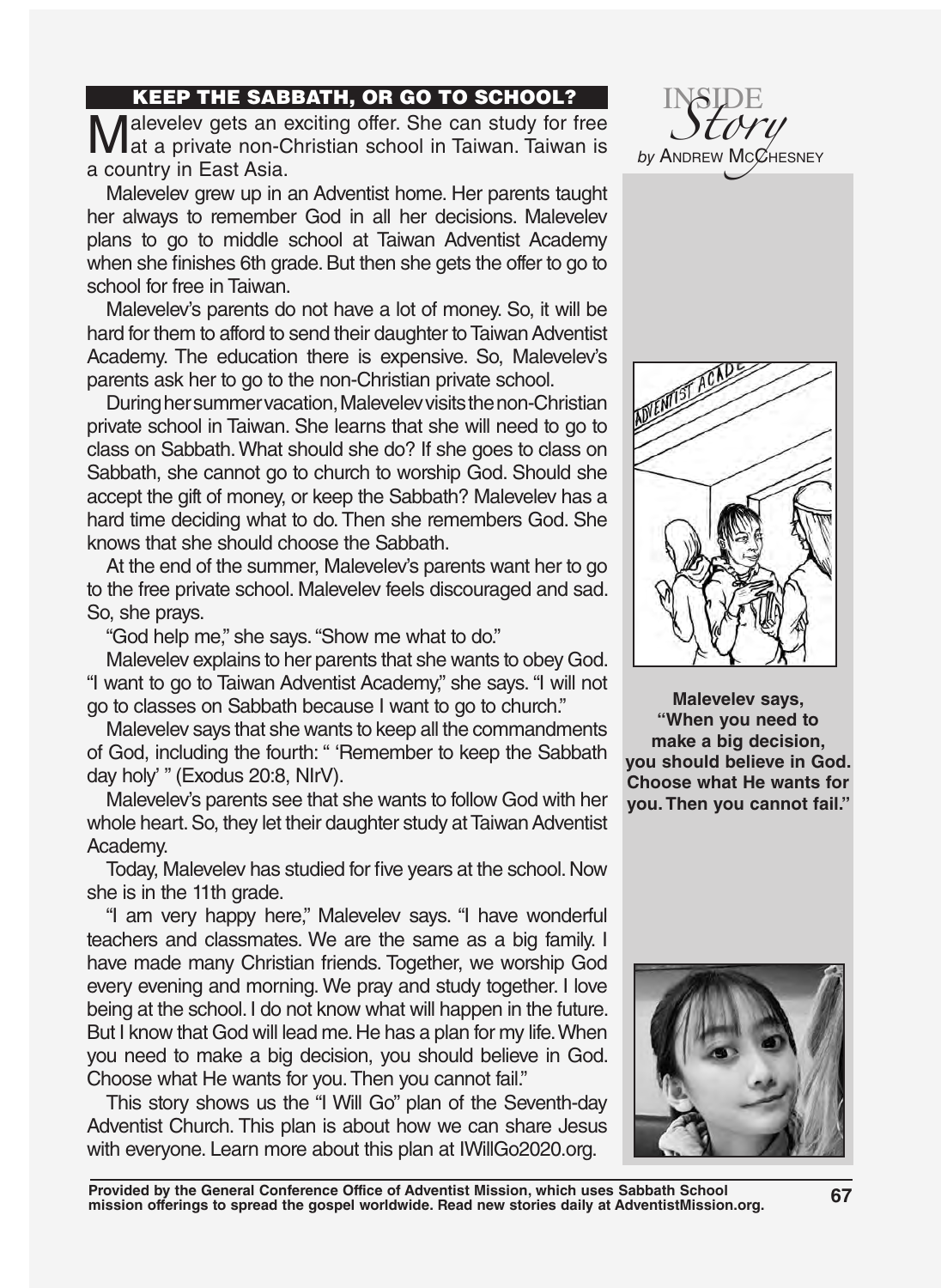# INSIDE Story

by Andrew McChesney

## KEEP THE SABBATH, OR GO TO SCHOOL?

Malevelev gets an exciting offer. She can study for free at a private non-Christian school in Taiwan. Taiwan is a country in East Asia.

Malevelev grew up in an Adventist home. Her parents taught her always to remember God in all her decisions. Malevelev plans to go to middle school at Taiwan Adventist Academy when she finishes 6th grade. But then she gets the offer to go to school for free in Taiwan.

Malevelev's parents do not have a lot of money. So, it will be hard for them to afford to send their daughter to Taiwan Adventist Academy. The education there is expensive. So, Malevelev's parents ask her to go to the non-Christian private school.

During her summer vacation, Malevelev visits the non-Christian private school in Taiwan. She learns that she will need to go to class on Sabbath. What should she do? If she goes to class on Sabbath, she cannot go to church to worship God. Should she accept the gift of money, or keep the Sabbath? Malevelev has a hard time deciding what to do. Then she remembers God. She knows that she should choose the Sabbath.

At the end of the summer, Malevelev's parents want her to go to the free private school. Malevelev feels discouraged and sad. So, she prays.

"God help me," she says. "Show me what to do."

Malevelev explains to her parents that she wants to obey God. "I want to go to Taiwan Adventist Academy," she says. "I will not go to classes on Sabbath because I want to go to church."

Malevelev says that she wants to keep all the commandments of God, including the fourth: " 'Remember to keep the Sabbath day holy' " (Exodus 20:8, NIrV).

Malevelev's parents see that she wants to follow God with her whole heart. So, they let their daughter study at Taiwan Adventist Academy.

Today, Malevelev has studied for five years at the school. Now she is in the 11th grade.

"I am very happy here," Malevelev says. "I have wonderful teachers and classmates. We are the same as a big family. I have made many Christian friends. Together, we worship God every evening and morning. We pray and study together. I love being at the school. I do not know what will happen in the future. But I know that God will lead me. He has a plan for my life. When you need to make a big decision, you should believe in God. Choose what He wants for you. Then you cannot fail."

This story shows us the "I Will Go" plan of the Seventh-day Adventist Church. This plan is about how we can share Jesus with everyone. Learn more about this plan at IWillGo2020.org.

**Malevelev says, "When you need to make a big decision, you should believe in God. Choose what He wants for you. Then you cannot fail."**

**Provided by the General Conference Office of Adventist Mission, which uses Sabbath School mission offerings to spread the gospel worldwide. Read new stories daily at AdventistMission.org.**